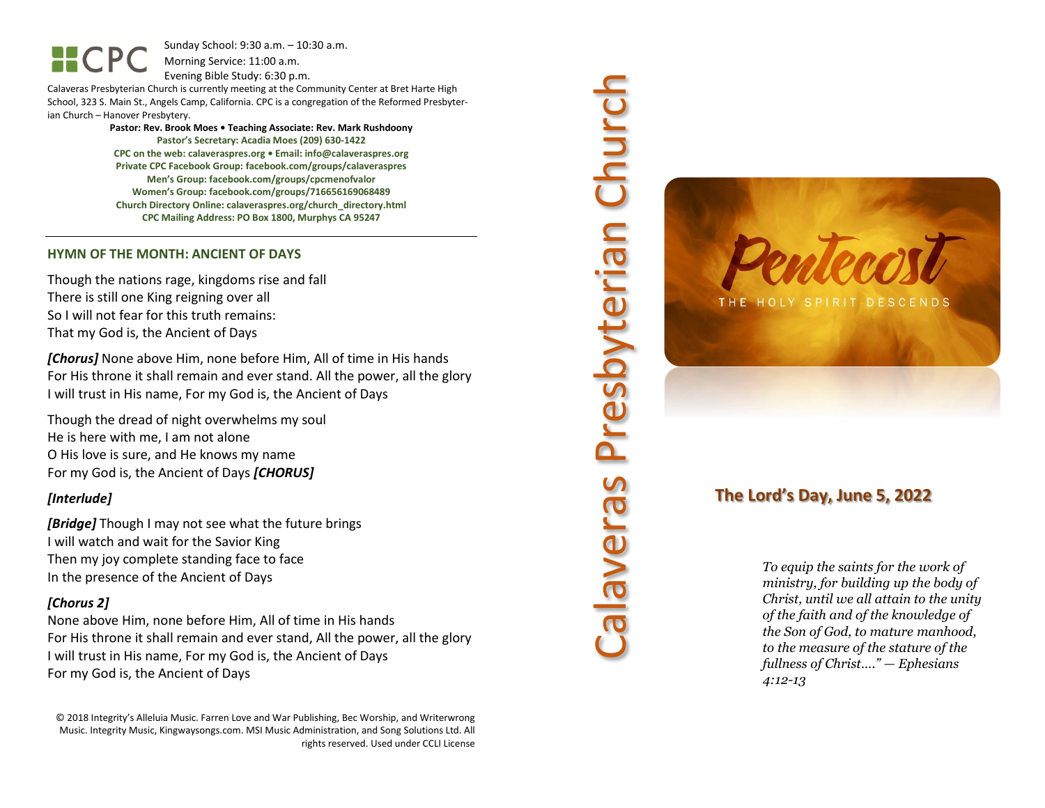**CPC**

Sunday School: 9:30 a.m. – 10:30 a.m.
Morning Service: 11:00 a.m.
Evening Bible Study: 6:30 p.m.

Calaveras Presbyterian Church is currently meeting at the Community Center at Bret Harte High School, 323 S. Main St., Angels Camp, California. CPC is a congregation of the Reformed Presbyterian Church – Hanover Presbytery.

**Pastor: Rev. Brook Moes • Teaching Associate: Rev. Mark Rushdoony**
**Pastor's Secretary: Acadia Moes (209) 630-1422**
**CPC on the web: calaveraspres.org • Email: info@calaveraspres.org**
**Private CPC Facebook Group: facebook.com/groups/calaveraspres**
**Men's Group: facebook.com/groups/cpcmenofvalor**
**Women's Group: facebook.com/groups/716656169068489**
**Church Directory Online: calaveraspres.org/church_directory.html**
**CPC Mailing Address: PO Box 1800, Murphys CA 95247**

---

## HYMN OF THE MONTH: ANCIENT OF DAYS

Though the nations rage, kingdoms rise and fall
There is still one King reigning over all
So I will not fear for this truth remains:
That my God is, the Ancient of Days

***[Chorus]*** None above Him, none before Him, All of time in His hands
For His throne it shall remain and ever stand. All the power, all the glory
I will trust in His name, For my God is, the Ancient of Days

Though the dread of night overwhelms my soul
He is here with me, I am not alone
O His love is sure, and He knows my name
For my God is, the Ancient of Days ***[CHORUS]***

***[Interlude]***

***[Bridge]*** Though I may not see what the future brings
I will watch and wait for the Savior King
Then my joy complete standing face to face
In the presence of the Ancient of Days

***[Chorus 2]***
None above Him, none before Him, All of time in His hands
For His throne it shall remain and ever stand, All the power, all the glory
I will trust in His name, For my God is, the Ancient of Days
For my God is, the Ancient of Days

© 2018 Integrity's Alleluia Music. Farren Love and War Publishing, Bec Worship, and Writerwrong Music. Integrity Music, Kingwaysongs.com. MSI Music Administration, and Song Solutions Ltd. All rights reserved. Used under CCLI License

# Calaveras Presbyterian Church

Pentecost
THE HOLY SPIRIT DESCENDS

## The Lord's Day, June 5, 2022

*To equip the saints for the work of ministry, for building up the body of Christ, until we all attain to the unity of the faith and of the knowledge of the Son of God, to mature manhood, to the measure of the stature of the fullness of Christ…." — Ephesians 4:12-13*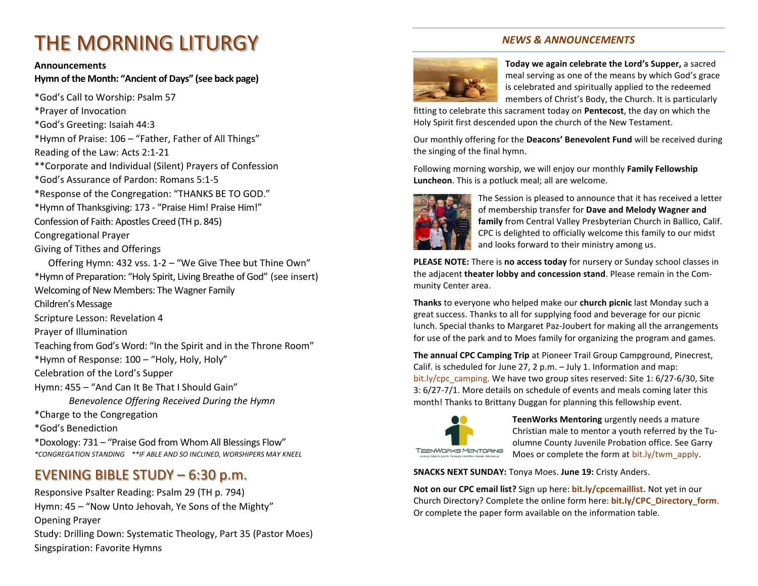# THE MORNING LITURGY

**Announcements**

**Hymn of the Month: "Ancient of Days" (see back page)**

*God's Call to Worship: Psalm 57
*Prayer of Invocation
*God's Greeting: Isaiah 44:3
*Hymn of Praise: 106 – "Father, Father of All Things"
Reading of the Law: Acts 2:1-21
**Corporate and Individual (Silent) Prayers of Confession
*God's Assurance of Pardon: Romans 5:1-5
*Response of the Congregation: "THANKS BE TO GOD."
*Hymn of Thanksgiving: 173 - "Praise Him! Praise Him!"
Confession of Faith: Apostles Creed (TH p. 845)
Congregational Prayer
Giving of Tithes and Offerings
Offering Hymn: 432 vss. 1-2 – "We Give Thee but Thine Own"
*Hymn of Preparation: "Holy Spirit, Living Breathe of God" (see insert)
Welcoming of New Members: The Wagner Family
Children's Message
Scripture Lesson: Revelation 4
Prayer of Illumination
Teaching from God's Word: "In the Spirit and in the Throne Room"
*Hymn of Response: 100 – "Holy, Holy, Holy"
Celebration of the Lord's Supper
Hymn: 455 – "And Can It Be That I Should Gain"
*Benevolence Offering Received During the Hymn*
*Charge to the Congregation
*God's Benediction
*Doxology: 731 – "Praise God from Whom All Blessings Flow"

*\*CONGREGATION STANDING \*\*IF ABLE AND SO INCLINED, WORSHIPERS MAY KNEEL*

# EVENING BIBLE STUDY – 6:30 p.m.

Responsive Psalter Reading: Psalm 29 (TH p. 794)
Hymn: 45 – "Now Unto Jehovah, Ye Sons of the Mighty"
Opening Prayer
Study: Drilling Down: Systematic Theology, Part 35 (Pastor Moes)
Singspiration: Favorite Hymns

## *NEWS & ANNOUNCEMENTS*

**Today we again celebrate the Lord's Supper,** a sacred meal serving as one of the means by which God's grace is celebrated and spiritually applied to the redeemed members of Christ's Body, the Church. It is particularly fitting to celebrate this sacrament today on **Pentecost**, the day on which the Holy Spirit first descended upon the church of the New Testament.

Our monthly offering for the **Deacons' Benevolent Fund** will be received during the singing of the final hymn.

Following morning worship, we will enjoy our monthly **Family Fellowship Luncheon**. This is a potluck meal; all are welcome.

The Session is pleased to announce that it has received a letter of membership transfer for **Dave and Melody Wagner and family** from Central Valley Presbyterian Church in Ballico, Calif. CPC is delighted to officially welcome this family to our midst and looks forward to their ministry among us.

**PLEASE NOTE:** There is **no access today** for nursery or Sunday school classes in the adjacent **theater lobby and concession stand**. Please remain in the Community Center area.

**Thanks** to everyone who helped make our **church picnic** last Monday such a great success. Thanks to all for supplying food and beverage for our picnic lunch. Special thanks to Margaret Paz-Joubert for making all the arrangements for use of the park and to Moes family for organizing the program and games.

**The annual CPC Camping Trip** at Pioneer Trail Group Campground, Pinecrest, Calif. is scheduled for June 27, 2 p.m. – July 1. Information and map: bit.ly/cpc_camping. We have two group sites reserved: Site 1: 6/27-6/30, Site 3: 6/27-7/1. More details on schedule of events and meals coming later this month! Thanks to Brittany Duggan for planning this fellowship event.

TEENWORKS MENTORING
Giving Hope to Youth Through Christian-Based Mentoring

**TeenWorks Mentoring** urgently needs a mature Christian male to mentor a youth referred by the Tuolumne County Juvenile Probation office. See Garry Moes or complete the form at bit.ly/twm_apply.

**SNACKS NEXT SUNDAY:** Tonya Moes. **June 19:** Cristy Anders.

**Not on our CPC email list?** Sign up here: **bit.ly/cpcemaillist.** Not yet in our Church Directory? Complete the online form here: **bit.ly/CPC_Directory_form**. Or complete the paper form available on the information table.